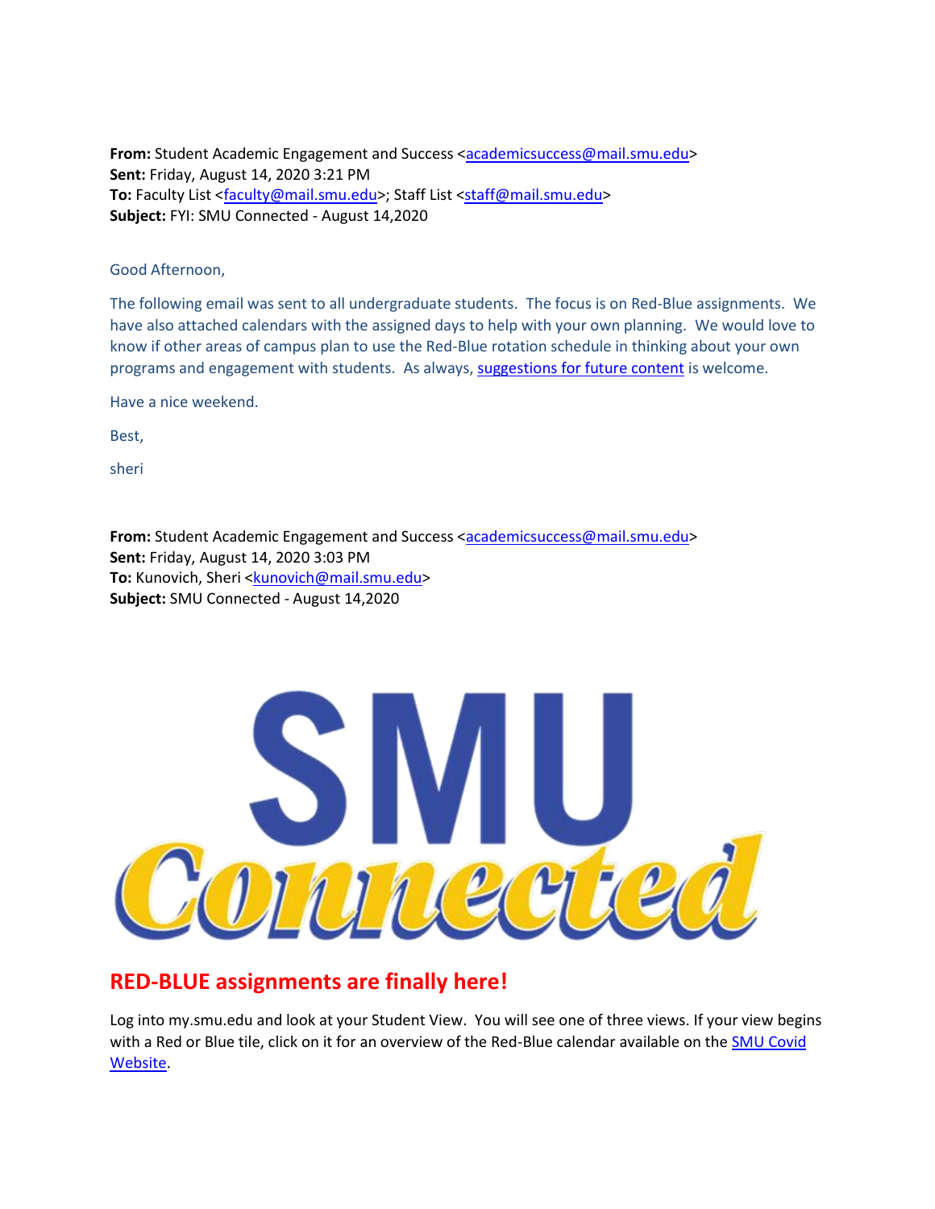**From:** Student Academic Engagement and Success <academicsuccess@mail.smu.edu>
**Sent:** Friday, August 14, 2020 3:21 PM
**To:** Faculty List <faculty@mail.smu.edu>; Staff List <staff@mail.smu.edu>
**Subject:** FYI: SMU Connected - August 14,2020

Good Afternoon,

The following email was sent to all undergraduate students. The focus is on Red-Blue assignments. We have also attached calendars with the assigned days to help with your own planning. We would love to know if other areas of campus plan to use the Red-Blue rotation schedule in thinking about your own programs and engagement with students. As always, suggestions for future content is welcome.

Have a nice weekend.

Best,

sheri

**From:** Student Academic Engagement and Success <academicsuccess@mail.smu.edu>
**Sent:** Friday, August 14, 2020 3:03 PM
**To:** Kunovich, Sheri <kunovich@mail.smu.edu>
**Subject:** SMU Connected - August 14,2020

SMU Connected

## RED-BLUE assignments are finally here!

Log into my.smu.edu and look at your Student View. You will see one of three views. If your view begins with a Red or Blue tile, click on it for an overview of the Red-Blue calendar available on the SMU Covid Website.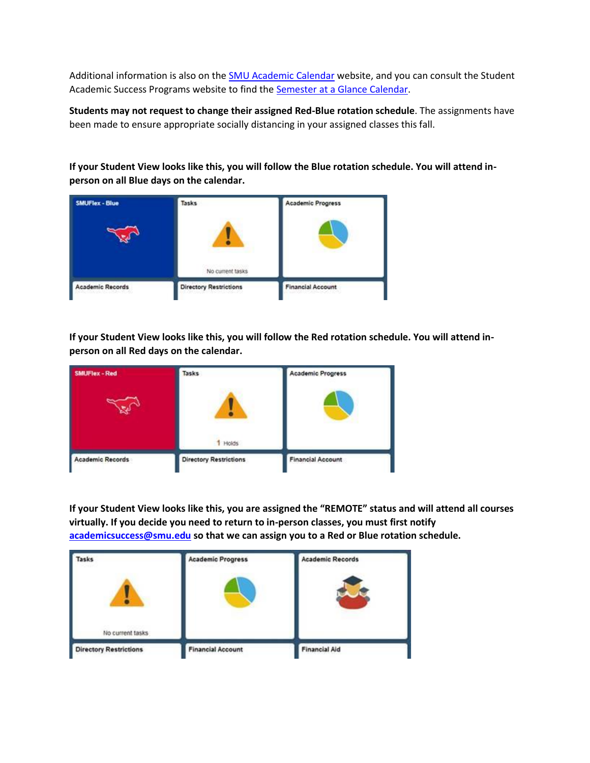Additional information is also on the [SMU Academic Calendar](#) website, and you can consult the Student Academic Success Programs website to find the [Semester at a Glance Calendar](#).

**Students may not request to change their assigned Red-Blue rotation schedule**. The assignments have been made to ensure appropriate socially distancing in your assigned classes this fall.

**If your Student View looks like this, you will follow the Blue rotation schedule. You will attend in-person on all Blue days on the calendar.**

**If your Student View looks like this, you will follow the Red rotation schedule. You will attend in-person on all Red days on the calendar.**

**If your Student View looks like this, you are assigned the "REMOTE" status and will attend all courses virtually. If you decide you need to return to in-person classes, you must first notify [academicsuccess@smu.edu](mailto:academicsuccess@smu.edu) so that we can assign you to a Red or Blue rotation schedule.**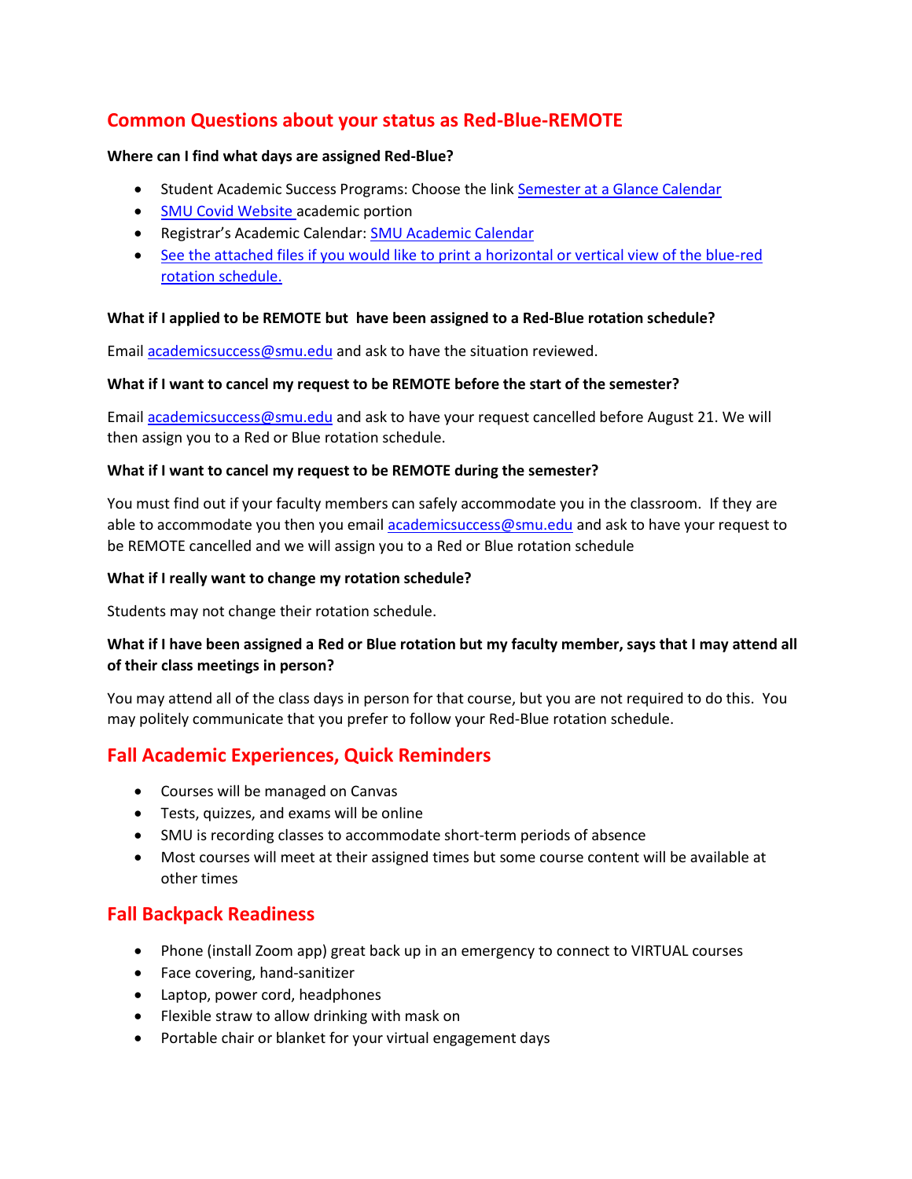## Common Questions about your status as Red-Blue-REMOTE

**Where can I find what days are assigned Red-Blue?**

- Student Academic Success Programs: Choose the link [Semester at a Glance Calendar]
- [SMU Covid Website] academic portion
- Registrar's Academic Calendar: [SMU Academic Calendar]
- [See the attached files if you would like to print a horizontal or vertical view of the blue-red rotation schedule.]

**What if I applied to be REMOTE but have been assigned to a Red-Blue rotation schedule?**

Email academicsuccess@smu.edu and ask to have the situation reviewed.

**What if I want to cancel my request to be REMOTE before the start of the semester?**

Email academicsuccess@smu.edu and ask to have your request cancelled before August 21. We will then assign you to a Red or Blue rotation schedule.

**What if I want to cancel my request to be REMOTE during the semester?**

You must find out if your faculty members can safely accommodate you in the classroom. If they are able to accommodate you then you email academicsuccess@smu.edu and ask to have your request to be REMOTE cancelled and we will assign you to a Red or Blue rotation schedule

**What if I really want to change my rotation schedule?**

Students may not change their rotation schedule.

**What if I have been assigned a Red or Blue rotation but my faculty member, says that I may attend all of their class meetings in person?**

You may attend all of the class days in person for that course, but you are not required to do this. You may politely communicate that you prefer to follow your Red-Blue rotation schedule.

## Fall Academic Experiences, Quick Reminders

- Courses will be managed on Canvas
- Tests, quizzes, and exams will be online
- SMU is recording classes to accommodate short-term periods of absence
- Most courses will meet at their assigned times but some course content will be available at other times

## Fall Backpack Readiness

- Phone (install Zoom app) great back up in an emergency to connect to VIRTUAL courses
- Face covering, hand-sanitizer
- Laptop, power cord, headphones
- Flexible straw to allow drinking with mask on
- Portable chair or blanket for your virtual engagement days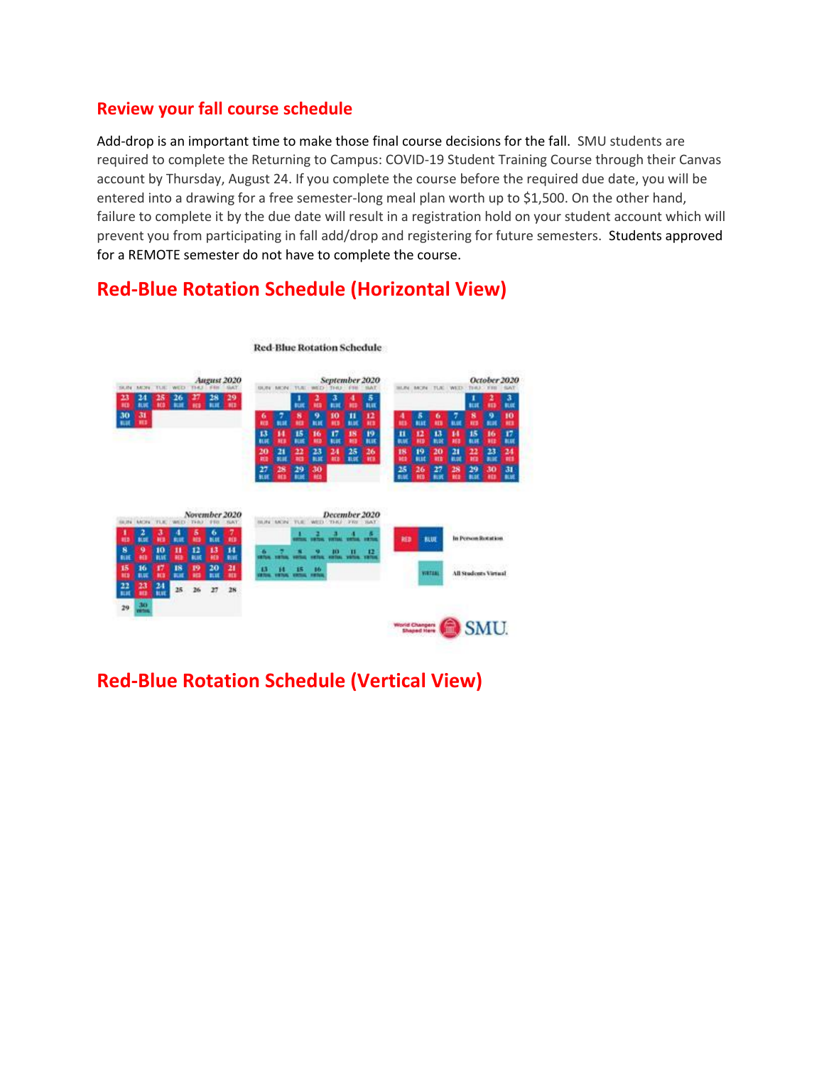## Review your fall course schedule

Add-drop is an important time to make those final course decisions for the fall. SMU students are required to complete the Returning to Campus: COVID-19 Student Training Course through their Canvas account by Thursday, August 24. If you complete the course before the required due date, you will be entered into a drawing for a free semester-long meal plan worth up to $1,500. On the other hand, failure to complete it by the due date will result in a registration hold on your student account which will prevent you from participating in fall add/drop and registering for future semesters. Students approved for a REMOTE semester do not have to complete the course.

# Red-Blue Rotation Schedule (Horizontal View)

**Red-Blue Rotation Schedule**

**August 2020**

| SUN | MON | TUE | WED | THU | FRI | SAT |
|---|---|---|---|---|---|---|
| 23 RED | 24 BLUE | 25 RED | 26 BLUE | 27 RED | 28 BLUE | 29 RED |
| 30 BLUE | 31 RED | | | | | |

**September 2020**

| SUN | MON | TUE | WED | THU | FRI | SAT |
|---|---|---|---|---|---|---|
| | | 1 BLUE | 2 RED | 3 BLUE | 4 RED | 5 BLUE |
| 6 RED | 7 BLUE | 8 RED | 9 BLUE | 10 RED | 11 BLUE | 12 RED |
| 13 BLUE | 14 RED | 15 BLUE | 16 RED | 17 BLUE | 18 RED | 19 BLUE |
| 20 RED | 21 BLUE | 22 RED | 23 BLUE | 24 RED | 25 BLUE | 26 RED |
| 27 BLUE | 28 RED | 29 BLUE | 30 RED | | | |

**October 2020**

| SUN | MON | TUE | WED | THU | FRI | SAT |
|---|---|---|---|---|---|---|
| | | | | 1 BLUE | 2 RED | 3 BLUE |
| 4 RED | 5 BLUE | 6 RED | 7 BLUE | 8 RED | 9 BLUE | 10 RED |
| 11 BLUE | 12 RED | 13 BLUE | 14 RED | 15 BLUE | 16 RED | 17 BLUE |
| 18 RED | 19 BLUE | 20 RED | 21 BLUE | 22 RED | 23 BLUE | 24 RED |
| 25 BLUE | 26 RED | 27 BLUE | 28 RED | 29 BLUE | 30 RED | 31 BLUE |

**November 2020**

| SUN | MON | TUE | WED | THU | FRI | SAT |
|---|---|---|---|---|---|---|
| 1 RED | 2 BLUE | 3 RED | 4 BLUE | 5 RED | 6 BLUE | 7 RED |
| 8 BLUE | 9 RED | 10 BLUE | 11 RED | 12 BLUE | 13 RED | 14 BLUE |
| 15 RED | 16 BLUE | 17 RED | 18 BLUE | 19 RED | 20 BLUE | 21 RED |
| 22 BLUE | 23 RED | 24 BLUE | 25 | 26 | 27 | 28 |
| 29 | 30 VIRTUAL | | | | | |

**December 2020**

| SUN | MON | TUE | WED | THU | FRI | SAT |
|---|---|---|---|---|---|---|
| | | 1 VIRTUAL | 2 VIRTUAL | 3 VIRTUAL | 4 VIRTUAL | 5 VIRTUAL |
| 6 VIRTUAL | 7 VIRTUAL | 8 VIRTUAL | 9 VIRTUAL | 10 VIRTUAL | 11 VIRTUAL | 12 VIRTUAL |
| 13 VIRTUAL | 14 VIRTUAL | 15 VIRTUAL | 16 VIRTUAL | | | |

RED / BLUE — In Person Rotation

VIRTUAL — All Students Virtual

World Changers Shaped Here — SMU

# Red-Blue Rotation Schedule (Vertical View)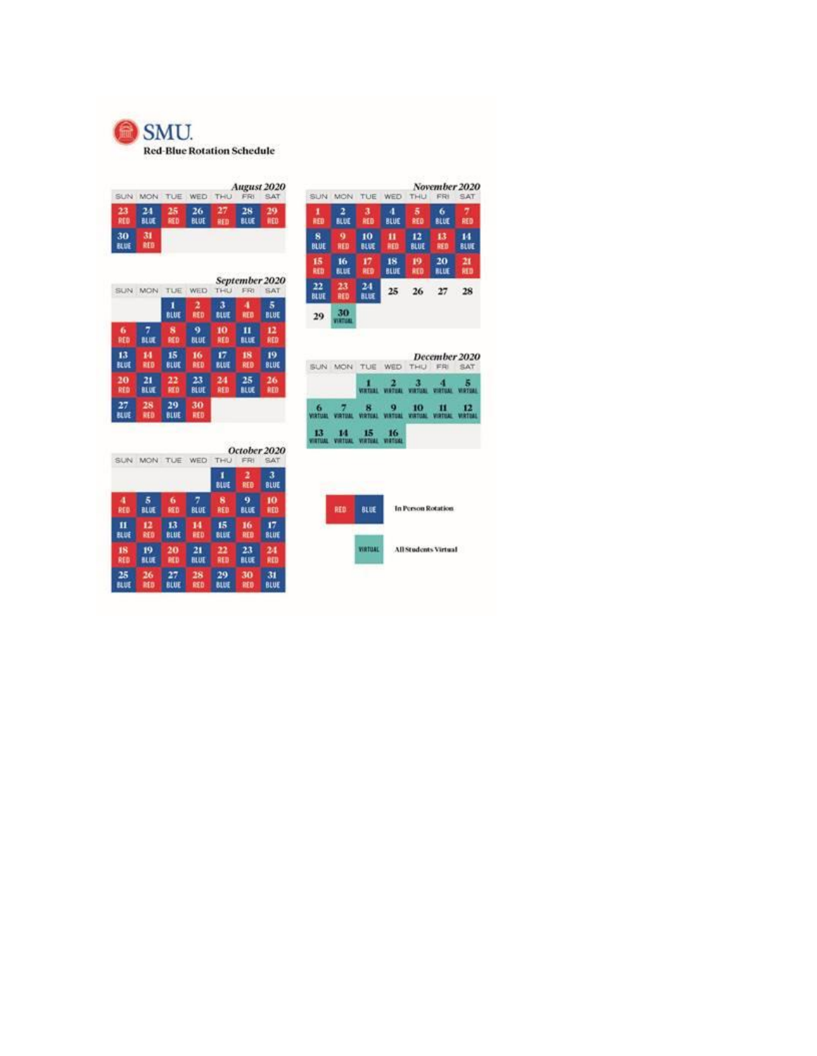# SMU

## Red-Blue Rotation Schedule

### August 2020

| SUN | MON | TUE | WED | THU | FRI | SAT |
|---|---|---|---|---|---|---|
| 23 RED | 24 BLUE | 25 RED | 26 BLUE | 27 RED | 28 BLUE | 29 RED |
| 30 BLUE | 31 RED | | | | | |

### September 2020

| SUN | MON | TUE | WED | THU | FRI | SAT |
|---|---|---|---|---|---|---|
| | | 1 BLUE | 2 RED | 3 BLUE | 4 RED | 5 BLUE |
| 6 RED | 7 BLUE | 8 RED | 9 BLUE | 10 RED | 11 BLUE | 12 RED |
| 13 BLUE | 14 RED | 15 BLUE | 16 RED | 17 BLUE | 18 RED | 19 BLUE |
| 20 RED | 21 BLUE | 22 RED | 23 BLUE | 24 RED | 25 BLUE | 26 RED |
| 27 BLUE | 28 RED | 29 BLUE | 30 RED | | | |

### October 2020

| SUN | MON | TUE | WED | THU | FRI | SAT |
|---|---|---|---|---|---|---|
| | | | | 1 BLUE | 2 RED | 3 BLUE |
| 4 RED | 5 BLUE | 6 RED | 7 BLUE | 8 RED | 9 BLUE | 10 RED |
| 11 BLUE | 12 RED | 13 BLUE | 14 RED | 15 BLUE | 16 RED | 17 BLUE |
| 18 RED | 19 BLUE | 20 RED | 21 BLUE | 22 RED | 23 BLUE | 24 RED |
| 25 BLUE | 26 RED | 27 BLUE | 28 RED | 29 BLUE | 30 RED | 31 BLUE |

### November 2020

| SUN | MON | TUE | WED | THU | FRI | SAT |
|---|---|---|---|---|---|---|
| 1 RED | 2 BLUE | 3 RED | 4 BLUE | 5 RED | 6 BLUE | 7 RED |
| 8 BLUE | 9 RED | 10 BLUE | 11 RED | 12 BLUE | 13 RED | 14 BLUE |
| 15 RED | 16 BLUE | 17 RED | 18 BLUE | 19 RED | 20 BLUE | 21 RED |
| 22 BLUE | 23 RED | 24 BLUE | 25 | 26 | 27 | 28 |
| 29 | 30 VIRTUAL | | | | | |

### December 2020

| SUN | MON | TUE | WED | THU | FRI | SAT |
|---|---|---|---|---|---|---|
| | | 1 VIRTUAL | 2 VIRTUAL | 3 VIRTUAL | 4 VIRTUAL | 5 VIRTUAL |
| 6 VIRTUAL | 7 VIRTUAL | 8 VIRTUAL | 9 VIRTUAL | 10 VIRTUAL | 11 VIRTUAL | 12 VIRTUAL |
| 13 VIRTUAL | 14 VIRTUAL | 15 VIRTUAL | 16 VIRTUAL | | | |

RED BLUE — In Person Rotation

VIRTUAL — All Students Virtual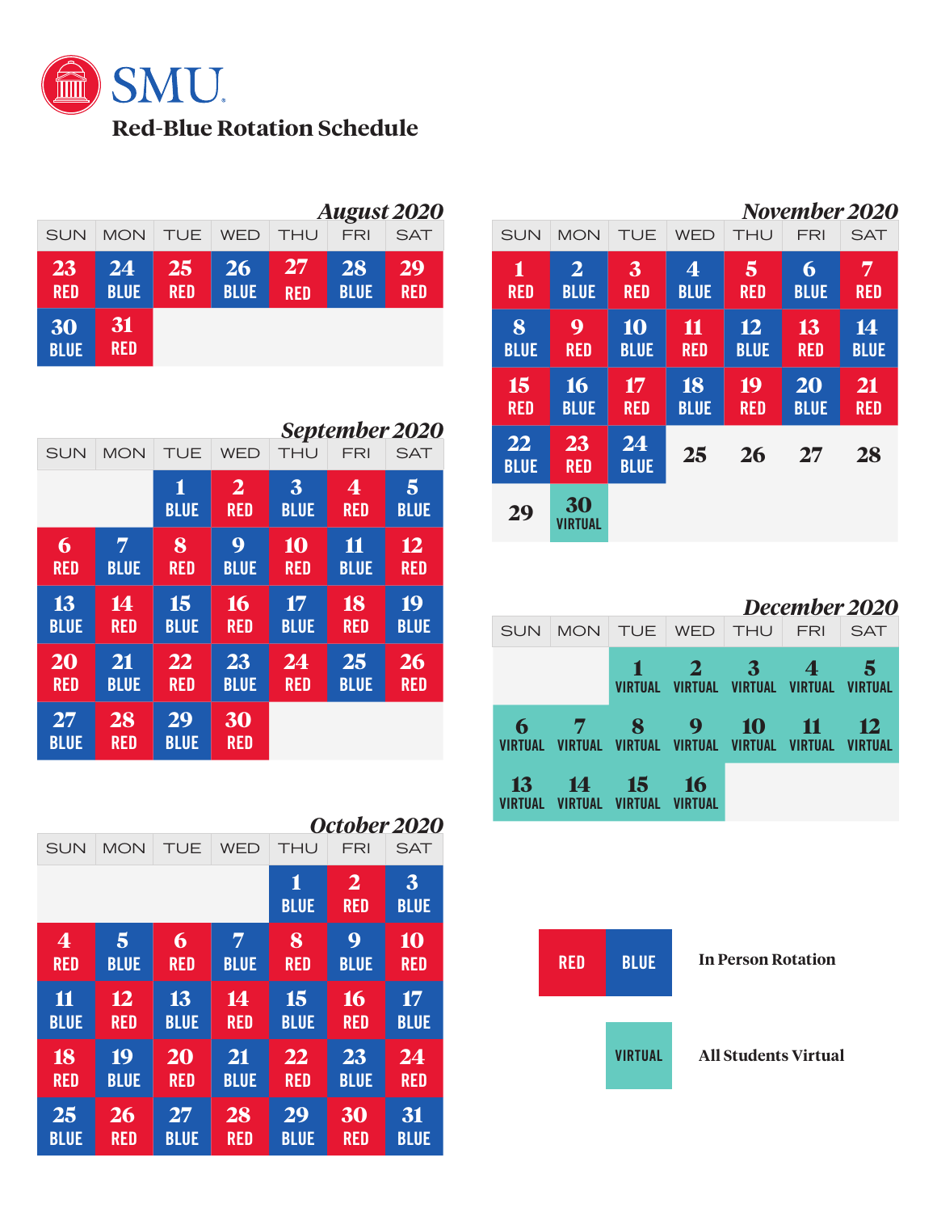# SMU

## Red-Blue Rotation Schedule

### August 2020

| SUN | MON | TUE | WED | THU | FRI | SAT |
|---|---|---|---|---|---|---|
| 23 RED | 24 BLUE | 25 RED | 26 BLUE | 27 RED | 28 BLUE | 29 RED |
| 30 BLUE | 31 RED | | | | | |

### September 2020

| SUN | MON | TUE | WED | THU | FRI | SAT |
|---|---|---|---|---|---|---|
| | | 1 BLUE | 2 RED | 3 BLUE | 4 RED | 5 BLUE |
| 6 RED | 7 BLUE | 8 RED | 9 BLUE | 10 RED | 11 BLUE | 12 RED |
| 13 BLUE | 14 RED | 15 BLUE | 16 RED | 17 BLUE | 18 RED | 19 BLUE |
| 20 RED | 21 BLUE | 22 RED | 23 BLUE | 24 RED | 25 BLUE | 26 RED |
| 27 BLUE | 28 RED | 29 BLUE | 30 RED | | | |

### October 2020

| SUN | MON | TUE | WED | THU | FRI | SAT |
|---|---|---|---|---|---|---|
| | | | | 1 BLUE | 2 RED | 3 BLUE |
| 4 RED | 5 BLUE | 6 RED | 7 BLUE | 8 RED | 9 BLUE | 10 RED |
| 11 BLUE | 12 RED | 13 BLUE | 14 RED | 15 BLUE | 16 RED | 17 BLUE |
| 18 RED | 19 BLUE | 20 RED | 21 BLUE | 22 RED | 23 BLUE | 24 RED |
| 25 BLUE | 26 RED | 27 BLUE | 28 RED | 29 BLUE | 30 RED | 31 BLUE |

### November 2020

| SUN | MON | TUE | WED | THU | FRI | SAT |
|---|---|---|---|---|---|---|
| 1 RED | 2 BLUE | 3 RED | 4 BLUE | 5 RED | 6 BLUE | 7 RED |
| 8 BLUE | 9 RED | 10 BLUE | 11 RED | 12 BLUE | 13 RED | 14 BLUE |
| 15 RED | 16 BLUE | 17 RED | 18 BLUE | 19 RED | 20 BLUE | 21 RED |
| 22 BLUE | 23 RED | 24 BLUE | 25 | 26 | 27 | 28 |
| 29 | 30 VIRTUAL | | | | | |

### December 2020

| SUN | MON | TUE | WED | THU | FRI | SAT |
|---|---|---|---|---|---|---|
| | | 1 VIRTUAL | 2 VIRTUAL | 3 VIRTUAL | 4 VIRTUAL | 5 VIRTUAL |
| 6 VIRTUAL | 7 VIRTUAL | 8 VIRTUAL | 9 VIRTUAL | 10 VIRTUAL | 11 VIRTUAL | 12 VIRTUAL |
| 13 VIRTUAL | 14 VIRTUAL | 15 VIRTUAL | 16 VIRTUAL | | | |

RED / BLUE — In Person Rotation

VIRTUAL — All Students Virtual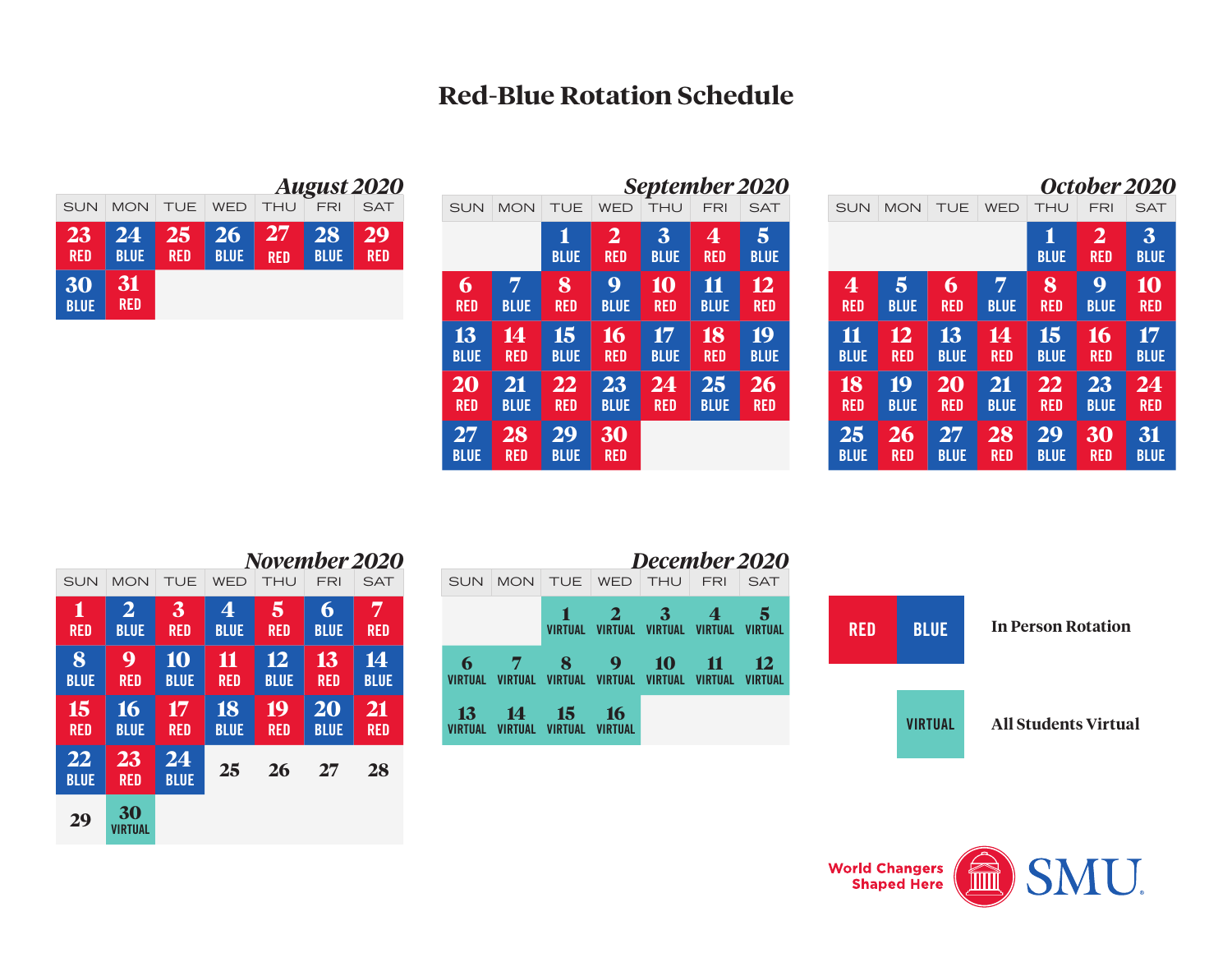# Red-Blue Rotation Schedule

## August 2020

| SUN | MON | TUE | WED | THU | FRI | SAT |
|---|---|---|---|---|---|---|
| 23 RED | 24 BLUE | 25 RED | 26 BLUE | 27 RED | 28 BLUE | 29 RED |
| 30 BLUE | 31 RED | | | | | |

## September 2020

| SUN | MON | TUE | WED | THU | FRI | SAT |
|---|---|---|---|---|---|---|
| | | 1 BLUE | 2 RED | 3 BLUE | 4 RED | 5 BLUE |
| 6 RED | 7 BLUE | 8 RED | 9 BLUE | 10 RED | 11 BLUE | 12 RED |
| 13 BLUE | 14 RED | 15 BLUE | 16 RED | 17 BLUE | 18 RED | 19 BLUE |
| 20 RED | 21 BLUE | 22 RED | 23 BLUE | 24 RED | 25 BLUE | 26 RED |
| 27 BLUE | 28 RED | 29 BLUE | 30 RED | | | |

## October 2020

| SUN | MON | TUE | WED | THU | FRI | SAT |
|---|---|---|---|---|---|---|
| | | | | 1 BLUE | 2 RED | 3 BLUE |
| 4 RED | 5 BLUE | 6 RED | 7 BLUE | 8 RED | 9 BLUE | 10 RED |
| 11 BLUE | 12 RED | 13 BLUE | 14 RED | 15 BLUE | 16 RED | 17 BLUE |
| 18 RED | 19 BLUE | 20 RED | 21 BLUE | 22 RED | 23 BLUE | 24 RED |
| 25 BLUE | 26 RED | 27 BLUE | 28 RED | 29 BLUE | 30 RED | 31 BLUE |

## November 2020

| SUN | MON | TUE | WED | THU | FRI | SAT |
|---|---|---|---|---|---|---|
| 1 RED | 2 BLUE | 3 RED | 4 BLUE | 5 RED | 6 BLUE | 7 RED |
| 8 BLUE | 9 RED | 10 BLUE | 11 RED | 12 BLUE | 13 RED | 14 BLUE |
| 15 RED | 16 BLUE | 17 RED | 18 BLUE | 19 RED | 20 BLUE | 21 RED |
| 22 BLUE | 23 RED | 24 BLUE | 25 | 26 | 27 | 28 |
| 29 | 30 VIRTUAL | | | | | |

## December 2020

| SUN | MON | TUE | WED | THU | FRI | SAT |
|---|---|---|---|---|---|---|
| | | 1 VIRTUAL | 2 VIRTUAL | 3 VIRTUAL | 4 VIRTUAL | 5 VIRTUAL |
| 6 VIRTUAL | 7 VIRTUAL | 8 VIRTUAL | 9 VIRTUAL | 10 VIRTUAL | 11 VIRTUAL | 12 VIRTUAL |
| 13 VIRTUAL | 14 VIRTUAL | 15 VIRTUAL | 16 VIRTUAL | | | |

RED BLUE — **In Person Rotation**

VIRTUAL — **All Students Virtual**

World Changers Shaped Here

SMU